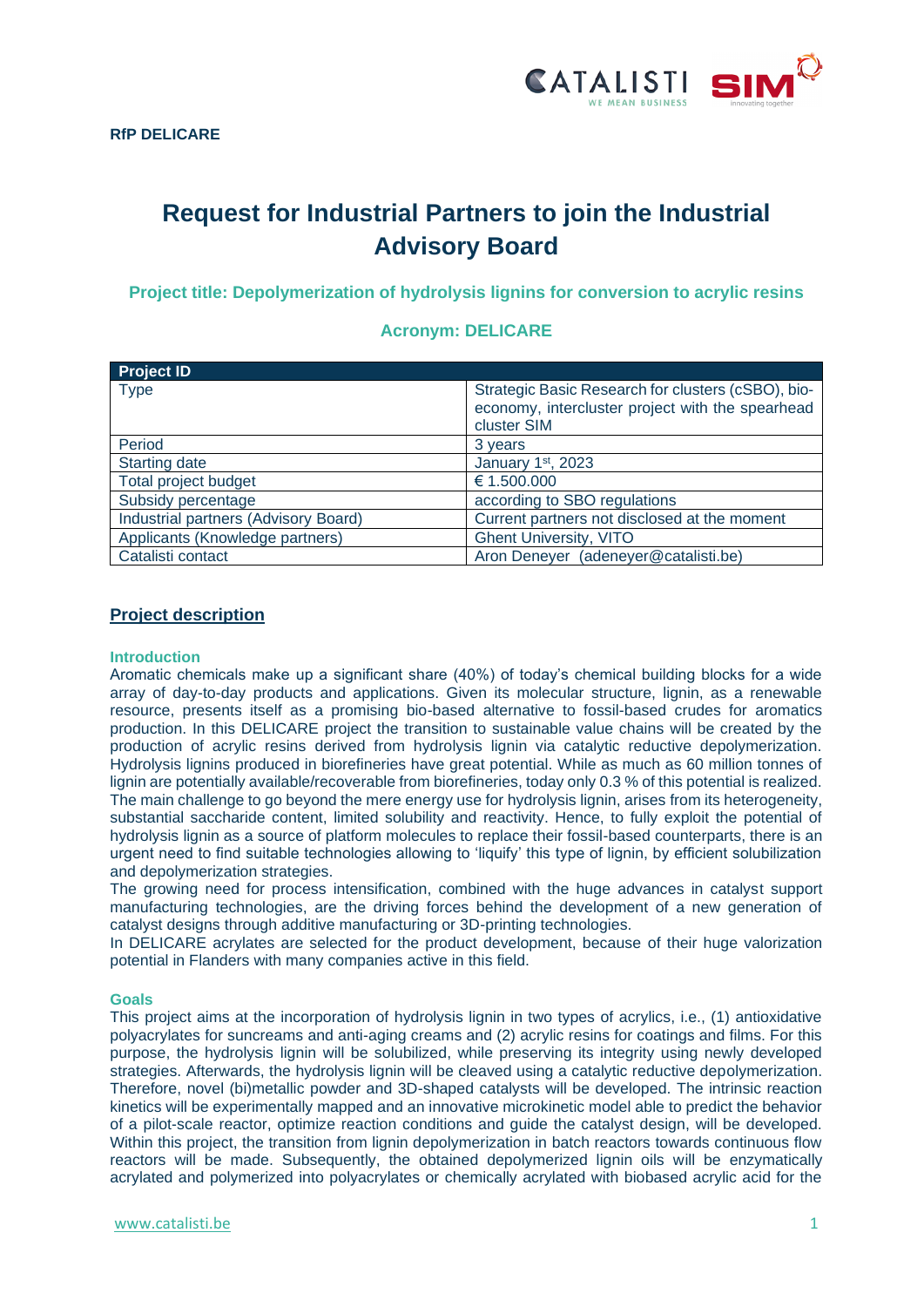**RfP DELICARE**

# Request for Industrial Partners to join the Industrial Advisory Board

## Project title: Depolymerization of hydrolysis lignins for conversion to acrylic resins

## Acronym: DELICARE

| Project ID | |
|---|---|
| Type | Strategic Basic Research for clusters (cSBO), bio-economy, intercluster project with the spearhead cluster SIM |
| Period | 3 years |
| Starting date | January 1st, 2023 |
| Total project budget | € 1.500.000 |
| Subsidy percentage | according to SBO regulations |
| Industrial partners (Advisory Board) | Current partners not disclosed at the moment |
| Applicants (Knowledge partners) | Ghent University, VITO |
| Catalisti contact | Aron Deneyer (adeneyer@catalisti.be) |

## Project description

### Introduction

Aromatic chemicals make up a significant share (40%) of today's chemical building blocks for a wide array of day-to-day products and applications. Given its molecular structure, lignin, as a renewable resource, presents itself as a promising bio-based alternative to fossil-based crudes for aromatics production. In this DELICARE project the transition to sustainable value chains will be created by the production of acrylic resins derived from hydrolysis lignin via catalytic reductive depolymerization. Hydrolysis lignins produced in biorefineries have great potential. While as much as 60 million tonnes of lignin are potentially available/recoverable from biorefineries, today only 0.3 % of this potential is realized. The main challenge to go beyond the mere energy use for hydrolysis lignin, arises from its heterogeneity, substantial saccharide content, limited solubility and reactivity. Hence, to fully exploit the potential of hydrolysis lignin as a source of platform molecules to replace their fossil-based counterparts, there is an urgent need to find suitable technologies allowing to 'liquify' this type of lignin, by efficient solubilization and depolymerization strategies.

The growing need for process intensification, combined with the huge advances in catalyst support manufacturing technologies, are the driving forces behind the development of a new generation of catalyst designs through additive manufacturing or 3D-printing technologies.

In DELICARE acrylates are selected for the product development, because of their huge valorization potential in Flanders with many companies active in this field.

### Goals

This project aims at the incorporation of hydrolysis lignin in two types of acrylics, i.e., (1) antioxidative polyacrylates for suncreams and anti-aging creams and (2) acrylic resins for coatings and films. For this purpose, the hydrolysis lignin will be solubilized, while preserving its integrity using newly developed strategies. Afterwards, the hydrolysis lignin will be cleaved using a catalytic reductive depolymerization. Therefore, novel (bi)metallic powder and 3D-shaped catalysts will be developed. The intrinsic reaction kinetics will be experimentally mapped and an innovative microkinetic model able to predict the behavior of a pilot-scale reactor, optimize reaction conditions and guide the catalyst design, will be developed. Within this project, the transition from lignin depolymerization in batch reactors towards continuous flow reactors will be made. Subsequently, the obtained depolymerized lignin oils will be enzymatically acrylated and polymerized into polyacrylates or chemically acrylated with biobased acrylic acid for the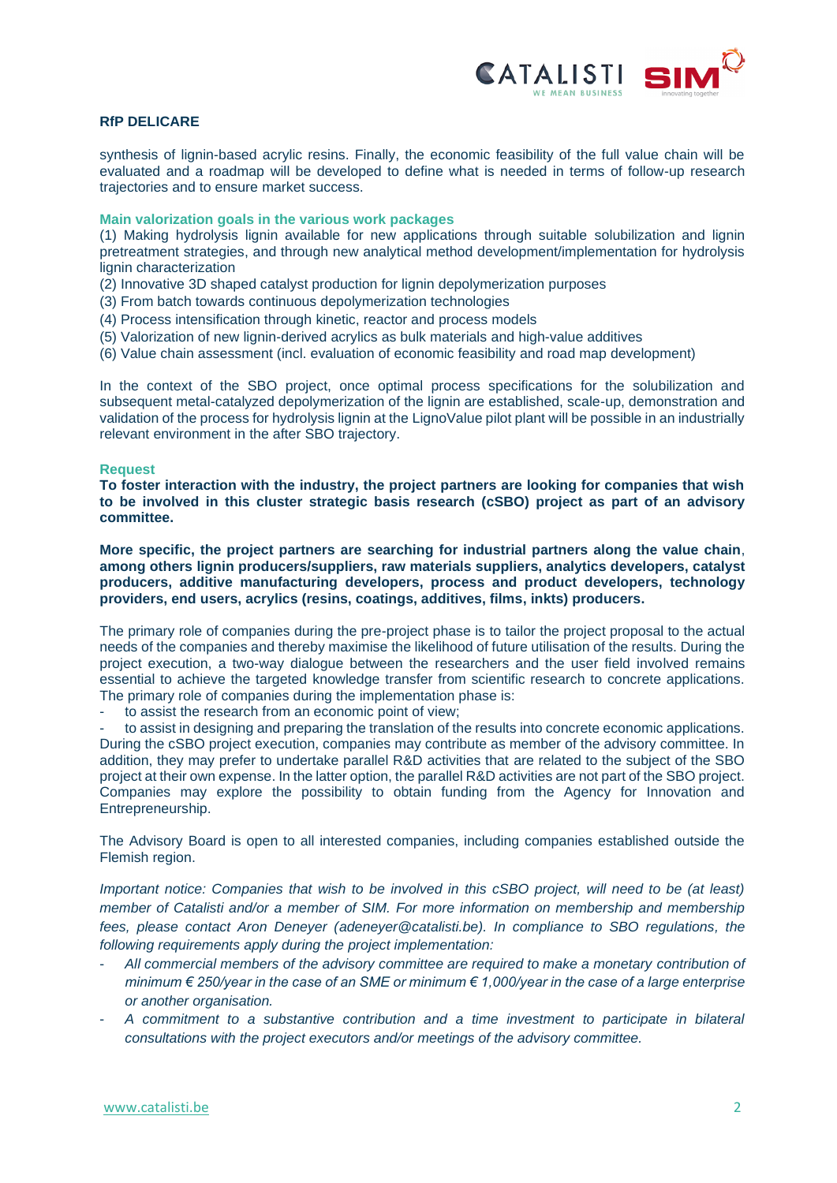**RfP DELICARE**

synthesis of lignin-based acrylic resins. Finally, the economic feasibility of the full value chain will be evaluated and a roadmap will be developed to define what is needed in terms of follow-up research trajectories and to ensure market success.

### Main valorization goals in the various work packages

(1) Making hydrolysis lignin available for new applications through suitable solubilization and lignin pretreatment strategies, and through new analytical method development/implementation for hydrolysis lignin characterization
(2) Innovative 3D shaped catalyst production for lignin depolymerization purposes
(3) From batch towards continuous depolymerization technologies
(4) Process intensification through kinetic, reactor and process models
(5) Valorization of new lignin-derived acrylics as bulk materials and high-value additives
(6) Value chain assessment (incl. evaluation of economic feasibility and road map development)

In the context of the SBO project, once optimal process specifications for the solubilization and subsequent metal-catalyzed depolymerization of the lignin are established, scale-up, demonstration and validation of the process for hydrolysis lignin at the LignoValue pilot plant will be possible in an industrially relevant environment in the after SBO trajectory.

### Request

**To foster interaction with the industry, the project partners are looking for companies that wish to be involved in this cluster strategic basis research (cSBO) project as part of an advisory committee.**

**More specific, the project partners are searching for industrial partners along the value chain**, **among others lignin producers/suppliers, raw materials suppliers, analytics developers, catalyst producers, additive manufacturing developers, process and product developers, technology providers, end users, acrylics (resins, coatings, additives, films, inkts) producers.**

The primary role of companies during the pre-project phase is to tailor the project proposal to the actual needs of the companies and thereby maximise the likelihood of future utilisation of the results. During the project execution, a two-way dialogue between the researchers and the user field involved remains essential to achieve the targeted knowledge transfer from scientific research to concrete applications. The primary role of companies during the implementation phase is:

- to assist the research from an economic point of view;
- to assist in designing and preparing the translation of the results into concrete economic applications.

During the cSBO project execution, companies may contribute as member of the advisory committee. In addition, they may prefer to undertake parallel R&D activities that are related to the subject of the SBO project at their own expense. In the latter option, the parallel R&D activities are not part of the SBO project. Companies may explore the possibility to obtain funding from the Agency for Innovation and Entrepreneurship.

The Advisory Board is open to all interested companies, including companies established outside the Flemish region.

*Important notice: Companies that wish to be involved in this cSBO project, will need to be (at least) member of Catalisti and/or a member of SIM. For more information on membership and membership fees, please contact Aron Deneyer (adeneyer@catalisti.be). In compliance to SBO regulations, the following requirements apply during the project implementation:*

- *All commercial members of the advisory committee are required to make a monetary contribution of minimum € 250/year in the case of an SME or minimum € 1,000/year in the case of a large enterprise or another organisation.*
- *A commitment to a substantive contribution and a time investment to participate in bilateral consultations with the project executors and/or meetings of the advisory committee.*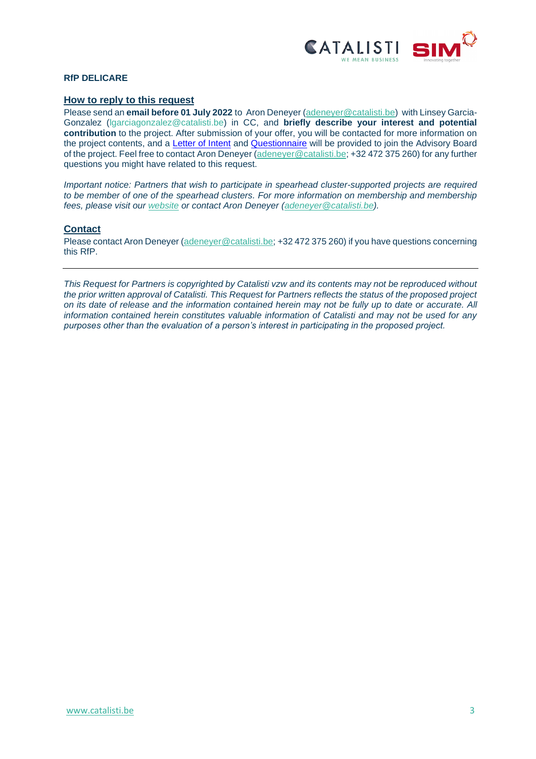**RfP DELICARE**

## How to reply to this request

Please send an **email before 01 July 2022** to Aron Deneyer (adeneyer@catalisti.be) with Linsey Garcia-Gonzalez (lgarciagonzalez@catalisti.be) in CC, and **briefly describe your interest and potential contribution** to the project. After submission of your offer, you will be contacted for more information on the project contents, and a Letter of Intent and Questionnaire will be provided to join the Advisory Board of the project. Feel free to contact Aron Deneyer (adeneyer@catalisti.be; +32 472 375 260) for any further questions you might have related to this request.

*Important notice: Partners that wish to participate in spearhead cluster-supported projects are required to be member of one of the spearhead clusters. For more information on membership and membership fees, please visit our website or contact Aron Deneyer (adeneyer@catalisti.be).*

## Contact

Please contact Aron Deneyer (adeneyer@catalisti.be; +32 472 375 260) if you have questions concerning this RfP.

---

*This Request for Partners is copyrighted by Catalisti vzw and its contents may not be reproduced without the prior written approval of Catalisti. This Request for Partners reflects the status of the proposed project on its date of release and the information contained herein may not be fully up to date or accurate. All information contained herein constitutes valuable information of Catalisti and may not be used for any purposes other than the evaluation of a person's interest in participating in the proposed project.*